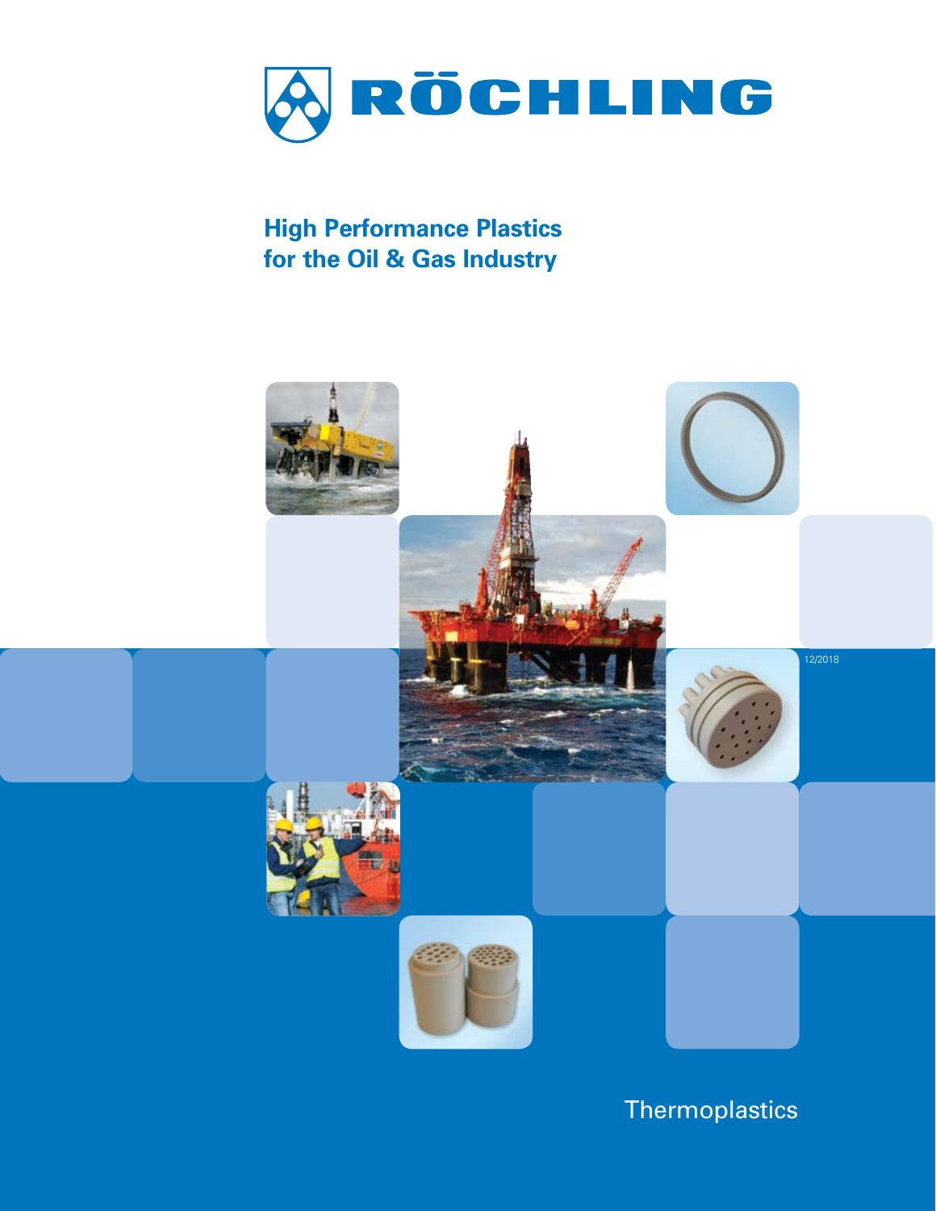RÖCHLING

# High Performance Plastics for the Oil & Gas Industry

12/2018

Thermoplastics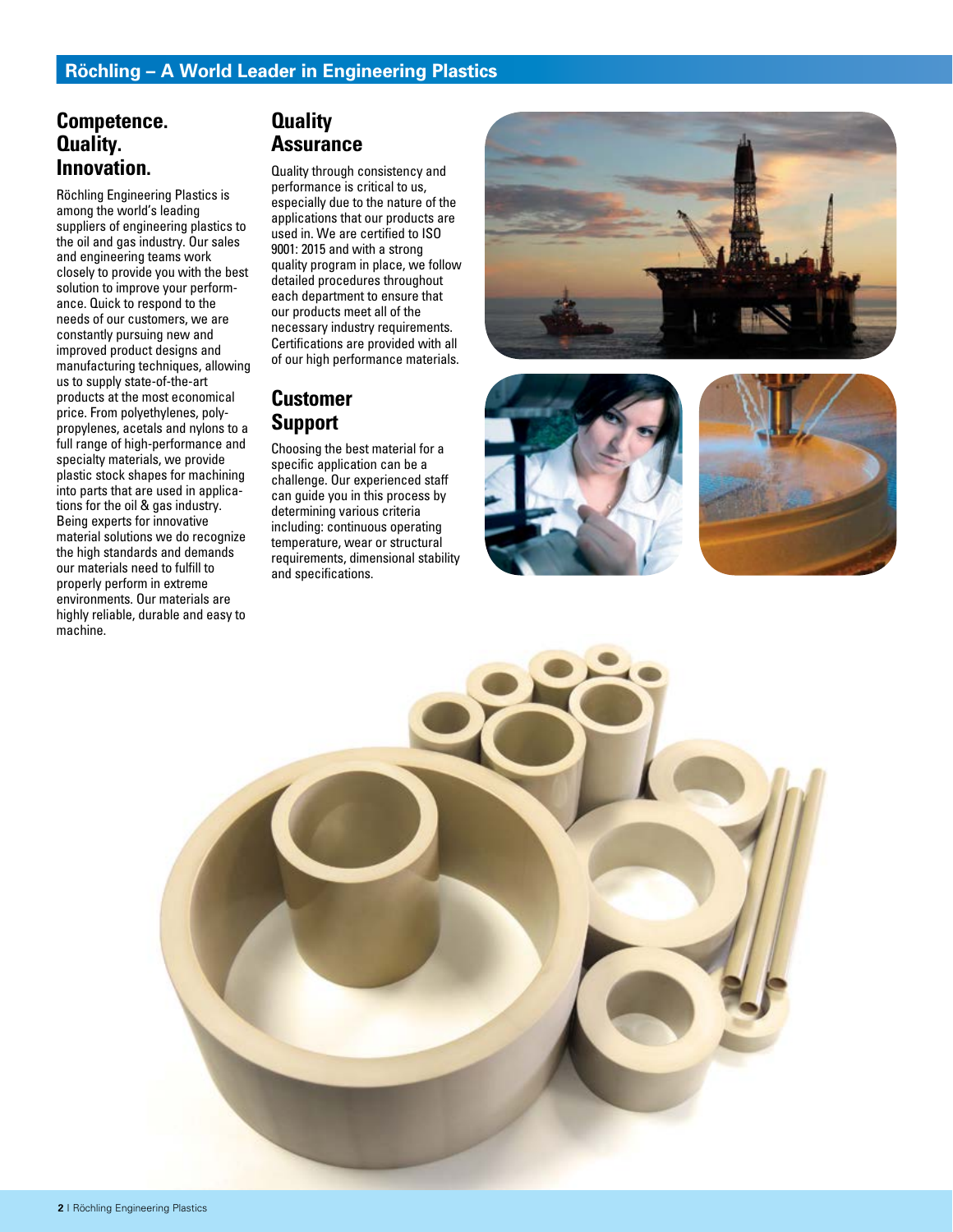## Röchling – A World Leader in Engineering Plastics

### Competence. Quality. Innovation.

Röchling Engineering Plastics is among the world's leading suppliers of engineering plastics to the oil and gas industry. Our sales and engineering teams work closely to provide you with the best solution to improve your performance. Quick to respond to the needs of our customers, we are constantly pursuing new and improved product designs and manufacturing techniques, allowing us to supply state-of-the-art products at the most economical price. From polyethylenes, polypropylenes, acetals and nylons to a full range of high-performance and specialty materials, we provide plastic stock shapes for machining into parts that are used in applications for the oil & gas industry. Being experts for innovative material solutions we do recognize the high standards and demands our materials need to fulfill to properly perform in extreme environments. Our materials are highly reliable, durable and easy to machine.

### Quality Assurance

Quality through consistency and performance is critical to us, especially due to the nature of the applications that our products are used in. We are certified to ISO 9001: 2015 and with a strong quality program in place, we follow detailed procedures throughout each department to ensure that our products meet all of the necessary industry requirements. Certifications are provided with all of our high performance materials.

### Customer Support

Choosing the best material for a specific application can be a challenge. Our experienced staff can guide you in this process by determining various criteria including: continuous operating temperature, wear or structural requirements, dimensional stability and specifications.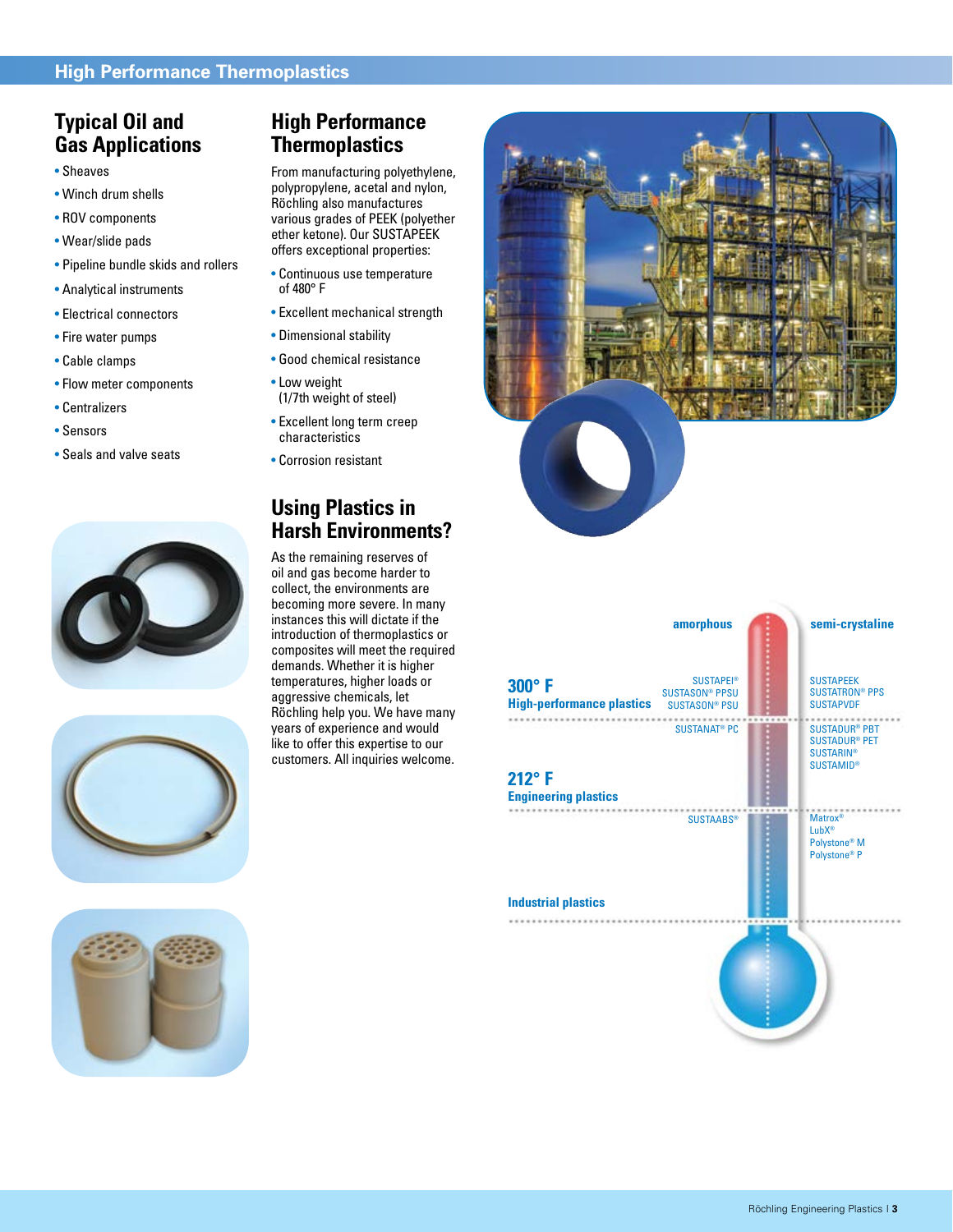## Typical Oil and Gas Applications

- Sheaves
- Winch drum shells
- ROV components
- Wear/slide pads
- Pipeline bundle skids and rollers
- Analytical instruments
- Electrical connectors
- Fire water pumps
- Cable clamps
- Flow meter components
- Centralizers
- Sensors
- Seals and valve seats

## High Performance Thermoplastics

From manufacturing polyethylene, polypropylene, acetal and nylon, Röchling also manufactures various grades of PEEK (polyether ether ketone). Our SUSTAPEEK offers exceptional properties:

- Continuous use temperature of 480° F
- Excellent mechanical strength
- Dimensional stability
- Good chemical resistance
- Low weight (1/7th weight of steel)
- Excellent long term creep characteristics
- Corrosion resistant

## Using Plastics in Harsh Environments?

As the remaining reserves of oil and gas become harder to collect, the environments are becoming more severe. In many instances this will dictate if the introduction of thermoplastics or composites will meet the required demands. Whether it is higher temperatures, higher loads or aggressive chemicals, let Röchling help you. We have many years of experience and would like to offer this expertise to our customers. All inquiries welcome.

| | amorphous | semi-crystaline |
|---|---|---|
| **300° F** High-performance plastics | SUSTAPEI® SUSTASON® PPSU SUSTASON® PSU | SUSTAPEEK SUSTATRON® PPS SUSTAPVDF |
| **212° F** Engineering plastics | SUSTANAT® PC | SUSTADUR® PBT SUSTADUR® PET SUSTARIN® SUSTAMID® |
| Industrial plastics | SUSTAABS® | Matrox® LubX® Polystone® M Polystone® P |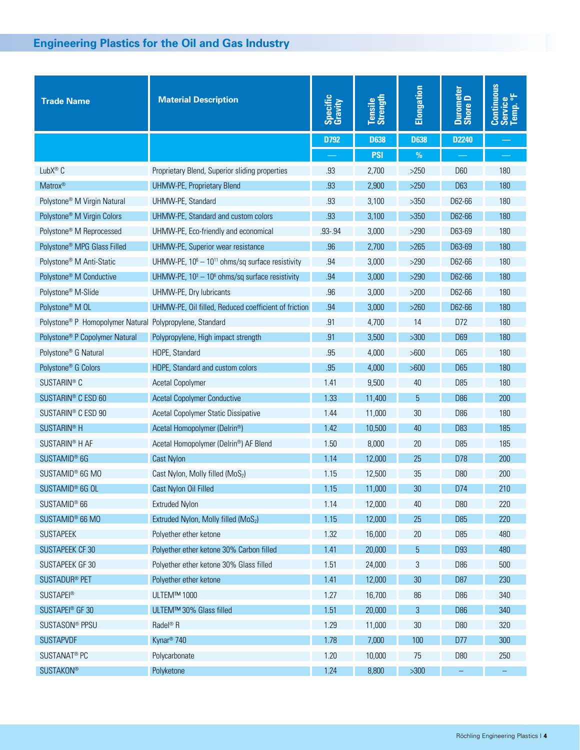## Engineering Plastics for the Oil and Gas Industry

| Trade Name | Material Description | Specific Gravity | Tensile Strength | Elongation | Durometer Shore D | Continuous Service Temp. °F |
|---|---|---|---|---|---|---|
| | | D792 | D638 | D638 | D2240 | — |
| | | — | PSI | % | — | — |
| LubX® C | Proprietary Blend, Superior sliding properties | .93 | 2,700 | >250 | D60 | 180 |
| Matrox® | UHMW-PE, Proprietary Blend | .93 | 2,900 | >250 | D63 | 180 |
| Polystone® M Virgin Natural | UHMW-PE, Standard | .93 | 3,100 | >350 | D62-66 | 180 |
| Polystone® M Virgin Colors | UHMW-PE, Standard and custom colors | .93 | 3,100 | >350 | D62-66 | 180 |
| Polystone® M Reprocessed | UHMW-PE, Eco-friendly and economical | .93-.94 | 3,000 | >290 | D63-69 | 180 |
| Polystone® MPG Glass Filled | UHMW-PE, Superior wear resistance | .96 | 2,700 | >265 | D63-69 | 180 |
| Polystone® M Anti-Static | UHMW-PE, $10^6$ – $10^{11}$ ohms/sq surface resistivity | .94 | 3,000 | >290 | D62-66 | 180 |
| Polystone® M Conductive | UHMW-PE, $10^3$ – $10^6$ ohms/sq surface resistivity | .94 | 3,000 | >290 | D62-66 | 180 |
| Polystone® M-Slide | UHMW-PE, Dry lubricants | .96 | 3,000 | >200 | D62-66 | 180 |
| Polystone® M OL | UHMW-PE, Oil filled, Reduced coefficient of friction | .94 | 3,000 | >260 | D62-66 | 180 |
| Polystone® P Homopolymer Natural | Polypropylene, Standard | .91 | 4,700 | 14 | D72 | 180 |
| Polystone® P Copolymer Natural | Polypropylene, High impact strength | .91 | 3,500 | >300 | D69 | 180 |
| Polystone® G Natural | HDPE, Standard | .95 | 4,000 | >600 | D65 | 180 |
| Polystone® G Colors | HDPE, Standard and custom colors | .95 | 4,000 | >600 | D65 | 180 |
| SUSTARIN® C | Acetal Copolymer | 1.41 | 9,500 | 40 | D85 | 180 |
| SUSTARIN® C ESD 60 | Acetal Copolymer Conductive | 1.33 | 11,400 | 5 | D86 | 200 |
| SUSTARIN® C ESD 90 | Acetal Copolymer Static Dissipative | 1.44 | 11,000 | 30 | D86 | 180 |
| SUSTARIN® H | Acetal Homopolymer (Delrin®) | 1.42 | 10,500 | 40 | D83 | 185 |
| SUSTARIN® H AF | Acetal Homopolymer (Delrin®) AF Blend | 1.50 | 8,000 | 20 | D85 | 185 |
| SUSTAMID® 6G | Cast Nylon | 1.14 | 12,000 | 25 | D78 | 200 |
| SUSTAMID® 6G MO | Cast Nylon, Molly filled ($MoS_2$) | 1.15 | 12,500 | 35 | D80 | 200 |
| SUSTAMID® 6G OL | Cast Nylon Oil Filled | 1.15 | 11,000 | 30 | D74 | 210 |
| SUSTAMID® 66 | Extruded Nylon | 1.14 | 12,000 | 40 | D80 | 220 |
| SUSTAMID® 66 MO | Extruded Nylon, Molly filled ($MoS_2$) | 1.15 | 12,000 | 25 | D85 | 220 |
| SUSTAPEEK | Polyether ether ketone | 1.32 | 16,000 | 20 | D85 | 480 |
| SUSTAPEEK CF 30 | Polyether ether ketone 30% Carbon filled | 1.41 | 20,000 | 5 | D93 | 480 |
| SUSTAPEEK GF 30 | Polyether ether ketone 30% Glass filled | 1.51 | 24,000 | 3 | D86 | 500 |
| SUSTADUR® PET | Polyether ether ketone | 1.41 | 12,000 | 30 | D87 | 230 |
| SUSTAPEI® | ULTEM™ 1000 | 1.27 | 16,700 | 86 | D86 | 340 |
| SUSTAPEI® GF 30 | ULTEM™ 30% Glass filled | 1.51 | 20,000 | 3 | D86 | 340 |
| SUSTASON® PPSU | Radel® R | 1.29 | 11,000 | 30 | D80 | 320 |
| SUSTAPVDF | Kynar® 740 | 1.78 | 7,000 | 100 | D77 | 300 |
| SUSTANAT® PC | Polycarbonate | 1.20 | 10,000 | 75 | D80 | 250 |
| SUSTAKON® | Polyketone | 1.24 | 8,800 | >300 | – | – |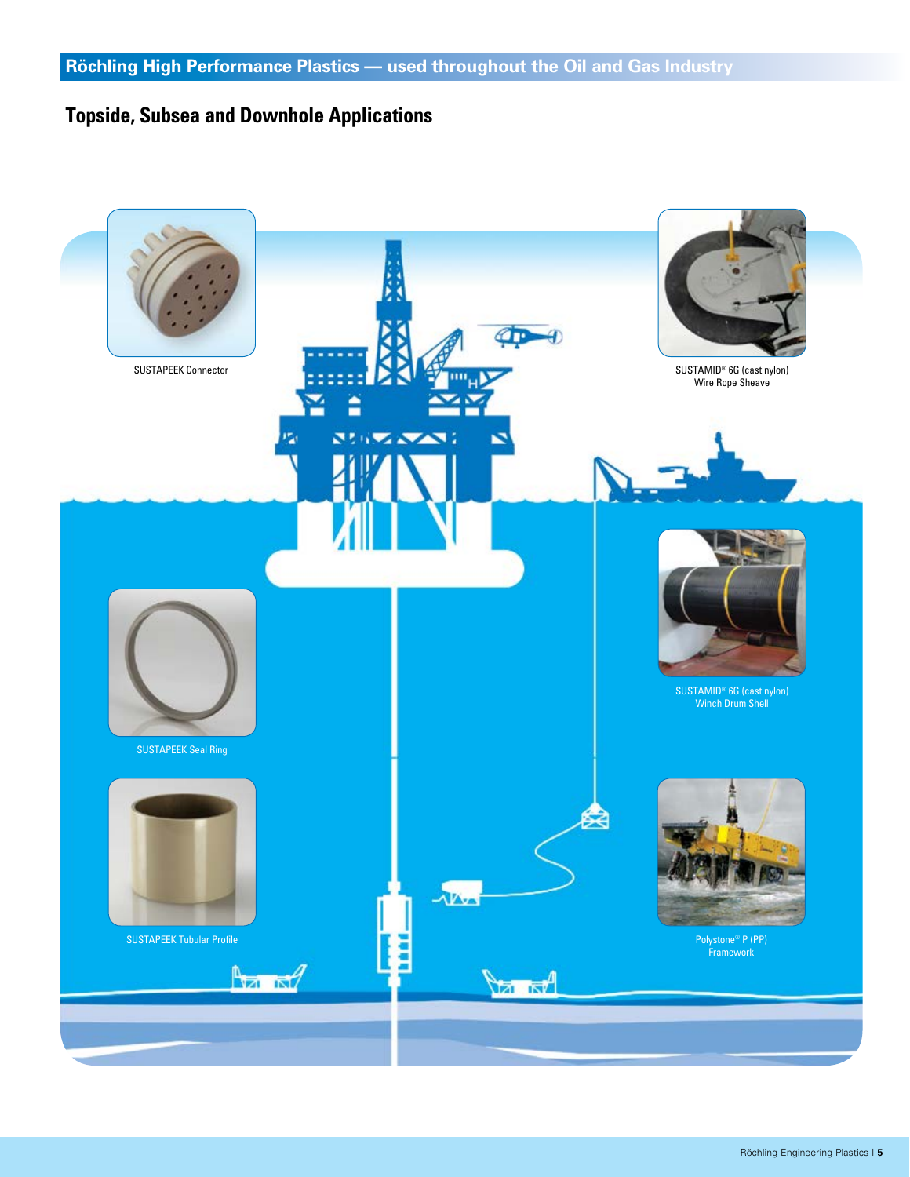## Röchling High Performance Plastics — used throughout the Oil and Gas Industry

### Topside, Subsea and Downhole Applications

SUSTAPEEK Connector

SUSTAMID® 6G (cast nylon) Wire Rope Sheave

SUSTAMID® 6G (cast nylon) Winch Drum Shell

SUSTAPEEK Seal Ring

SUSTAPEEK Tubular Profile

Polystone® P (PP) Framework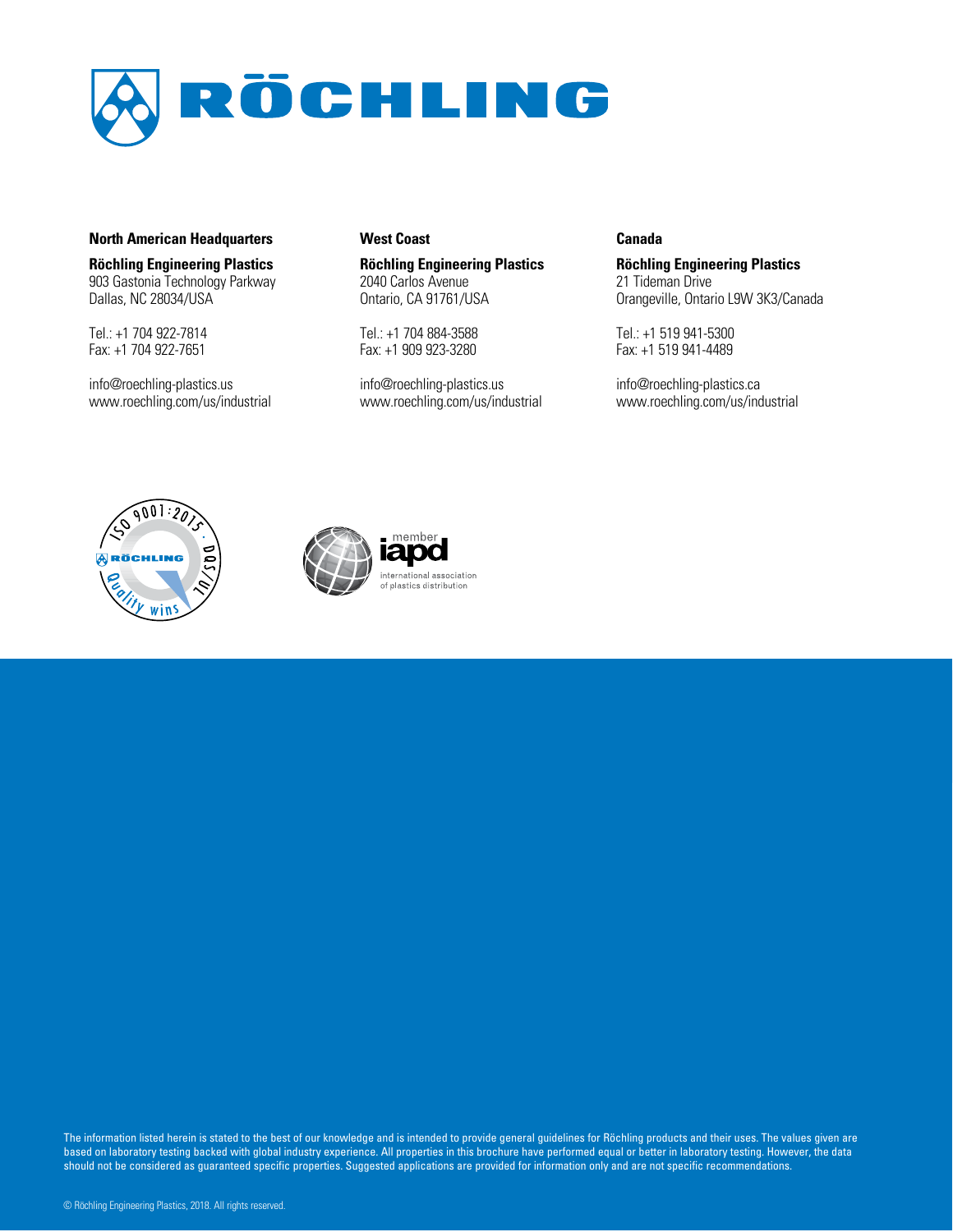RÖCHLING

**North American Headquarters**

**Röchling Engineering Plastics**
903 Gastonia Technology Parkway
Dallas, NC 28034/USA

Tel.: +1 704 922-7814
Fax: +1 704 922-7651

info@roechling-plastics.us
www.roechling.com/us/industrial

**West Coast**

**Röchling Engineering Plastics**
2040 Carlos Avenue
Ontario, CA 91761/USA

Tel.: +1 704 884-3588
Fax: +1 909 923-3280

info@roechling-plastics.us
www.roechling.com/us/industrial

**Canada**

**Röchling Engineering Plastics**
21 Tideman Drive
Orangeville, Ontario L9W 3K3/Canada

Tel.: +1 519 941-5300
Fax: +1 519 941-4489

info@roechling-plastics.ca
www.roechling.com/us/industrial

ISO 9001:2015 · DQS/UL
RÖCHLING
Quality wins

member
iapd
international association
of plastics distribution

The information listed herein is stated to the best of our knowledge and is intended to provide general guidelines for Röchling products and their uses. The values given are based on laboratory testing backed with global industry experience. All properties in this brochure have performed equal or better in laboratory testing. However, the data should not be considered as guaranteed specific properties. Suggested applications are provided for information only and are not specific recommendations.

© Röchling Engineering Plastics, 2018. All rights reserved.